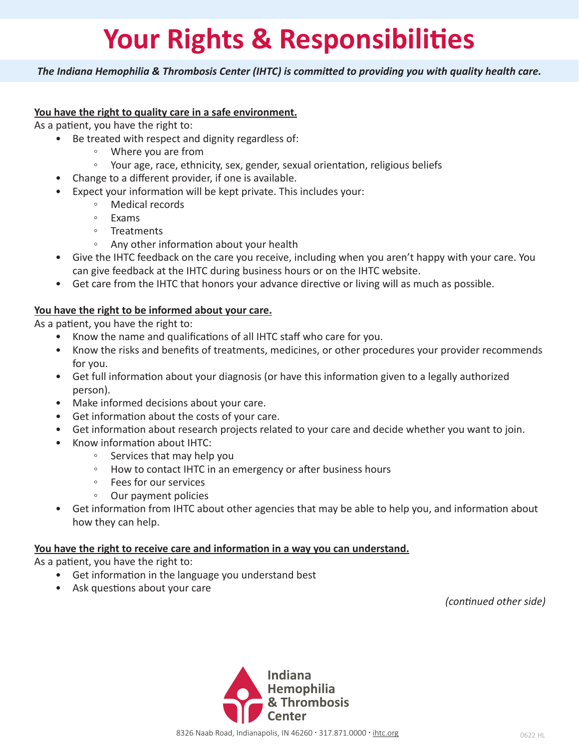# Your Rights & Responsibilities

***The Indiana Hemophilia & Thrombosis Center (IHTC) is committed to providing you with quality health care.***

**You have the right to quality care in a safe environment.**

As a patient, you have the right to:

- Be treated with respect and dignity regardless of:
  - Where you are from
  - Your age, race, ethnicity, sex, gender, sexual orientation, religious beliefs
- Change to a different provider, if one is available.
- Expect your information will be kept private. This includes your:
  - Medical records
  - Exams
  - Treatments
  - Any other information about your health
- Give the IHTC feedback on the care you receive, including when you aren't happy with your care. You can give feedback at the IHTC during business hours or on the IHTC website.
- Get care from the IHTC that honors your advance directive or living will as much as possible.

**You have the right to be informed about your care.**

As a patient, you have the right to:

- Know the name and qualifications of all IHTC staff who care for you.
- Know the risks and benefits of treatments, medicines, or other procedures your provider recommends for you.
- Get full information about your diagnosis (or have this information given to a legally authorized person).
- Make informed decisions about your care.
- Get information about the costs of your care.
- Get information about research projects related to your care and decide whether you want to join.
- Know information about IHTC:
  - Services that may help you
  - How to contact IHTC in an emergency or after business hours
  - Fees for our services
  - Our payment policies
- Get information from IHTC about other agencies that may be able to help you, and information about how they can help.

**You have the right to receive care and information in a way you can understand.**

As a patient, you have the right to:

- Get information in the language you understand best
- Ask questions about your care

*(continued other side)*

Indiana Hemophilia & Thrombosis Center

8326 Naab Road, Indianapolis, IN 46260 · 317.871.0000 · ihtc.org

0622 HL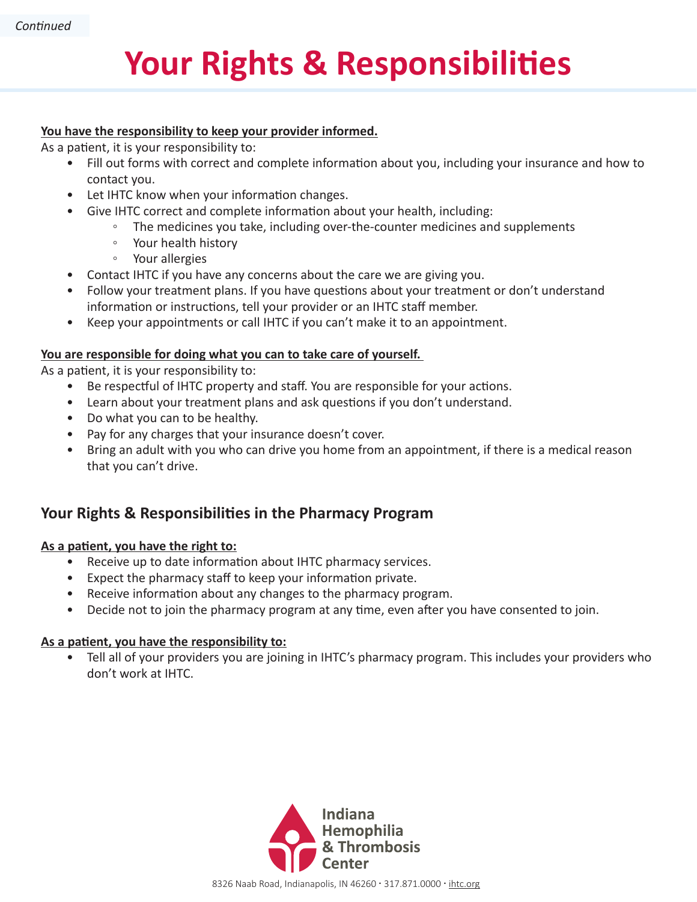*Continued*

# Your Rights & Responsibilities

**You have the responsibility to keep your provider informed.**

As a patient, it is your responsibility to:

- Fill out forms with correct and complete information about you, including your insurance and how to contact you.
- Let IHTC know when your information changes.
- Give IHTC correct and complete information about your health, including:
  - The medicines you take, including over-the-counter medicines and supplements
  - Your health history
  - Your allergies
- Contact IHTC if you have any concerns about the care we are giving you.
- Follow your treatment plans. If you have questions about your treatment or don't understand information or instructions, tell your provider or an IHTC staff member.
- Keep your appointments or call IHTC if you can't make it to an appointment.

**You are responsible for doing what you can to take care of yourself.**

As a patient, it is your responsibility to:

- Be respectful of IHTC property and staff. You are responsible for your actions.
- Learn about your treatment plans and ask questions if you don't understand.
- Do what you can to be healthy.
- Pay for any charges that your insurance doesn't cover.
- Bring an adult with you who can drive you home from an appointment, if there is a medical reason that you can't drive.

## Your Rights & Responsibilities in the Pharmacy Program

**As a patient, you have the right to:**

- Receive up to date information about IHTC pharmacy services.
- Expect the pharmacy staff to keep your information private.
- Receive information about any changes to the pharmacy program.
- Decide not to join the pharmacy program at any time, even after you have consented to join.

**As a patient, you have the responsibility to:**

- Tell all of your providers you are joining in IHTC's pharmacy program. This includes your providers who don't work at IHTC.

Indiana Hemophilia & Thrombosis Center

8326 Naab Road, Indianapolis, IN 46260 · 317.871.0000 · ihtc.org